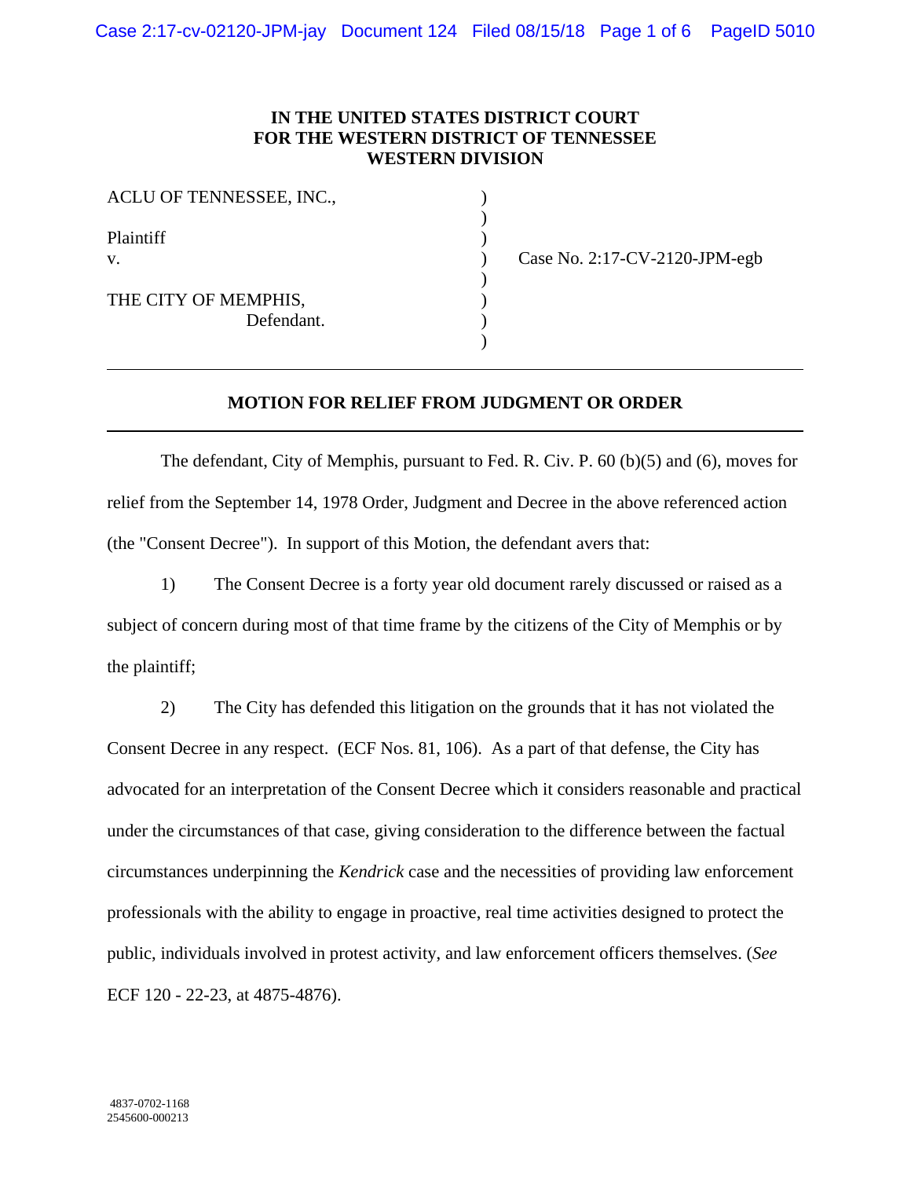**IN THE UNITED STATES DISTRICT COURT**
**FOR THE WESTERN DISTRICT OF TENNESSEE**
**WESTERN DIVISION**

| | | |
|---|---|---|
| ACLU OF TENNESSEE, INC., | ) | |
| | ) | |
| Plaintiff | ) | |
| v. | ) | Case No. 2:17-CV-2120-JPM-egb |
| | ) | |
| THE CITY OF MEMPHIS, | ) | |
| Defendant. | ) | |
| | ) | |

---

**MOTION FOR RELIEF FROM JUDGMENT OR ORDER**

---

The defendant, City of Memphis, pursuant to Fed. R. Civ. P. 60 (b)(5) and (6), moves for relief from the September 14, 1978 Order, Judgment and Decree in the above referenced action (the "Consent Decree"). In support of this Motion, the defendant avers that:

1) The Consent Decree is a forty year old document rarely discussed or raised as a subject of concern during most of that time frame by the citizens of the City of Memphis or by the plaintiff;

2) The City has defended this litigation on the grounds that it has not violated the Consent Decree in any respect. (ECF Nos. 81, 106). As a part of that defense, the City has advocated for an interpretation of the Consent Decree which it considers reasonable and practical under the circumstances of that case, giving consideration to the difference between the factual circumstances underpinning the *Kendrick* case and the necessities of providing law enforcement professionals with the ability to engage in proactive, real time activities designed to protect the public, individuals involved in protest activity, and law enforcement officers themselves. (*See* ECF 120 - 22-23, at 4875-4876).

4837-0702-1168
2545600-000213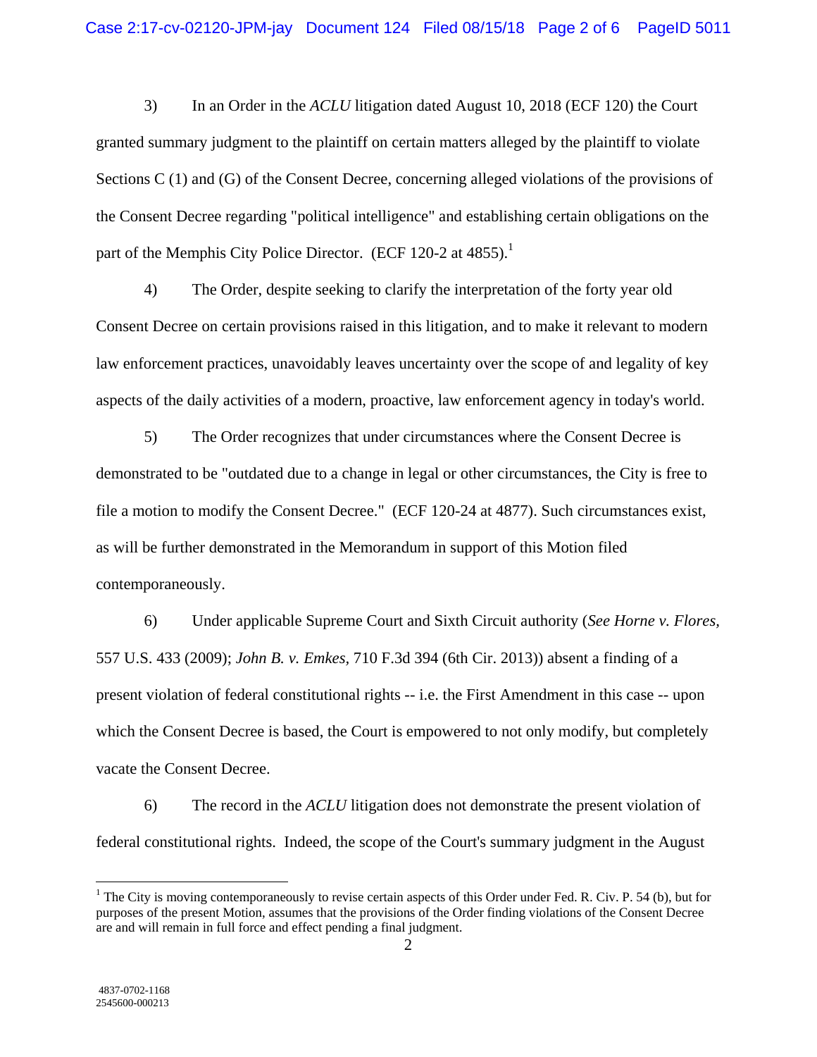3) In an Order in the *ACLU* litigation dated August 10, 2018 (ECF 120) the Court granted summary judgment to the plaintiff on certain matters alleged by the plaintiff to violate Sections C (1) and (G) of the Consent Decree, concerning alleged violations of the provisions of the Consent Decree regarding "political intelligence" and establishing certain obligations on the part of the Memphis City Police Director. (ECF 120-2 at 4855).[1]

4) The Order, despite seeking to clarify the interpretation of the forty year old Consent Decree on certain provisions raised in this litigation, and to make it relevant to modern law enforcement practices, unavoidably leaves uncertainty over the scope of and legality of key aspects of the daily activities of a modern, proactive, law enforcement agency in today's world.

5) The Order recognizes that under circumstances where the Consent Decree is demonstrated to be "outdated due to a change in legal or other circumstances, the City is free to file a motion to modify the Consent Decree." (ECF 120-24 at 4877). Such circumstances exist, as will be further demonstrated in the Memorandum in support of this Motion filed contemporaneously.

6) Under applicable Supreme Court and Sixth Circuit authority (*See Horne v. Flores,* 557 U.S. 433 (2009); *John B. v. Emkes,* 710 F.3d 394 (6th Cir. 2013)) absent a finding of a present violation of federal constitutional rights -- i.e. the First Amendment in this case -- upon which the Consent Decree is based, the Court is empowered to not only modify, but completely vacate the Consent Decree.

6) The record in the *ACLU* litigation does not demonstrate the present violation of federal constitutional rights. Indeed, the scope of the Court's summary judgment in the August

---

[1] The City is moving contemporaneously to revise certain aspects of this Order under Fed. R. Civ. P. 54 (b), but for purposes of the present Motion, assumes that the provisions of the Order finding violations of the Consent Decree are and will remain in full force and effect pending a final judgment.

4837-0702-1168
2545600-000213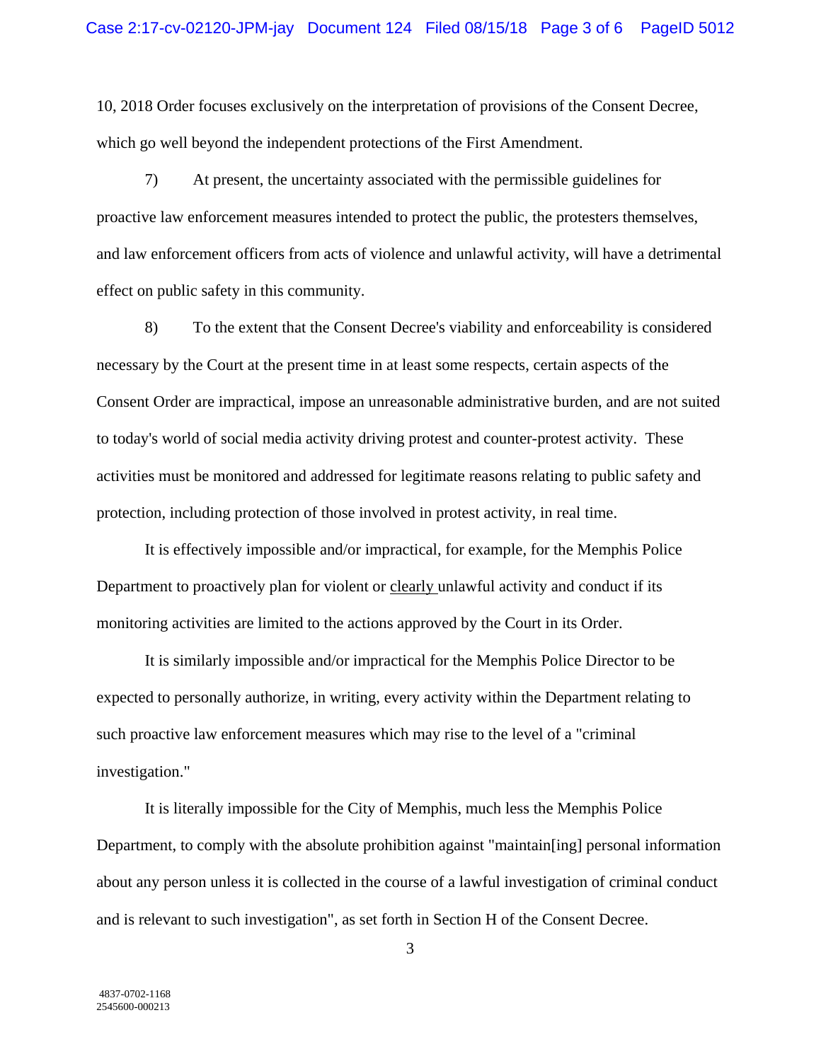10, 2018 Order focuses exclusively on the interpretation of provisions of the Consent Decree, which go well beyond the independent protections of the First Amendment.

7) At present, the uncertainty associated with the permissible guidelines for proactive law enforcement measures intended to protect the public, the protesters themselves, and law enforcement officers from acts of violence and unlawful activity, will have a detrimental effect on public safety in this community.

8) To the extent that the Consent Decree's viability and enforceability is considered necessary by the Court at the present time in at least some respects, certain aspects of the Consent Order are impractical, impose an unreasonable administrative burden, and are not suited to today's world of social media activity driving protest and counter-protest activity. These activities must be monitored and addressed for legitimate reasons relating to public safety and protection, including protection of those involved in protest activity, in real time.

It is effectively impossible and/or impractical, for example, for the Memphis Police Department to proactively plan for violent or <u>clearly</u> unlawful activity and conduct if its monitoring activities are limited to the actions approved by the Court in its Order.

It is similarly impossible and/or impractical for the Memphis Police Director to be expected to personally authorize, in writing, every activity within the Department relating to such proactive law enforcement measures which may rise to the level of a "criminal investigation."

It is literally impossible for the City of Memphis, much less the Memphis Police Department, to comply with the absolute prohibition against "maintain[ing] personal information about any person unless it is collected in the course of a lawful investigation of criminal conduct and is relevant to such investigation", as set forth in Section H of the Consent Decree.

4837-0702-1168
2545600-000213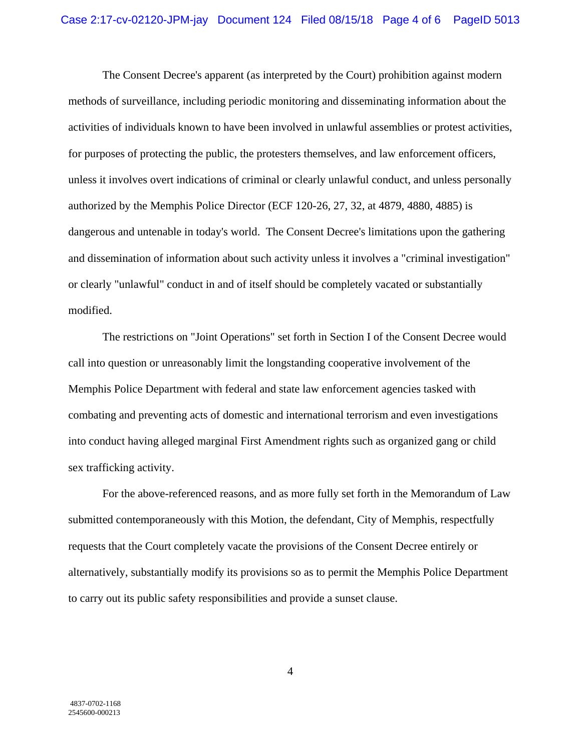The Consent Decree's apparent (as interpreted by the Court) prohibition against modern methods of surveillance, including periodic monitoring and disseminating information about the activities of individuals known to have been involved in unlawful assemblies or protest activities, for purposes of protecting the public, the protesters themselves, and law enforcement officers, unless it involves overt indications of criminal or clearly unlawful conduct, and unless personally authorized by the Memphis Police Director (ECF 120-26, 27, 32, at 4879, 4880, 4885) is dangerous and untenable in today's world. The Consent Decree's limitations upon the gathering and dissemination of information about such activity unless it involves a "criminal investigation" or clearly "unlawful" conduct in and of itself should be completely vacated or substantially modified.

The restrictions on "Joint Operations" set forth in Section I of the Consent Decree would call into question or unreasonably limit the longstanding cooperative involvement of the Memphis Police Department with federal and state law enforcement agencies tasked with combating and preventing acts of domestic and international terrorism and even investigations into conduct having alleged marginal First Amendment rights such as organized gang or child sex trafficking activity.

For the above-referenced reasons, and as more fully set forth in the Memorandum of Law submitted contemporaneously with this Motion, the defendant, City of Memphis, respectfully requests that the Court completely vacate the provisions of the Consent Decree entirely or alternatively, substantially modify its provisions so as to permit the Memphis Police Department to carry out its public safety responsibilities and provide a sunset clause.

4837-0702-1168
2545600-000213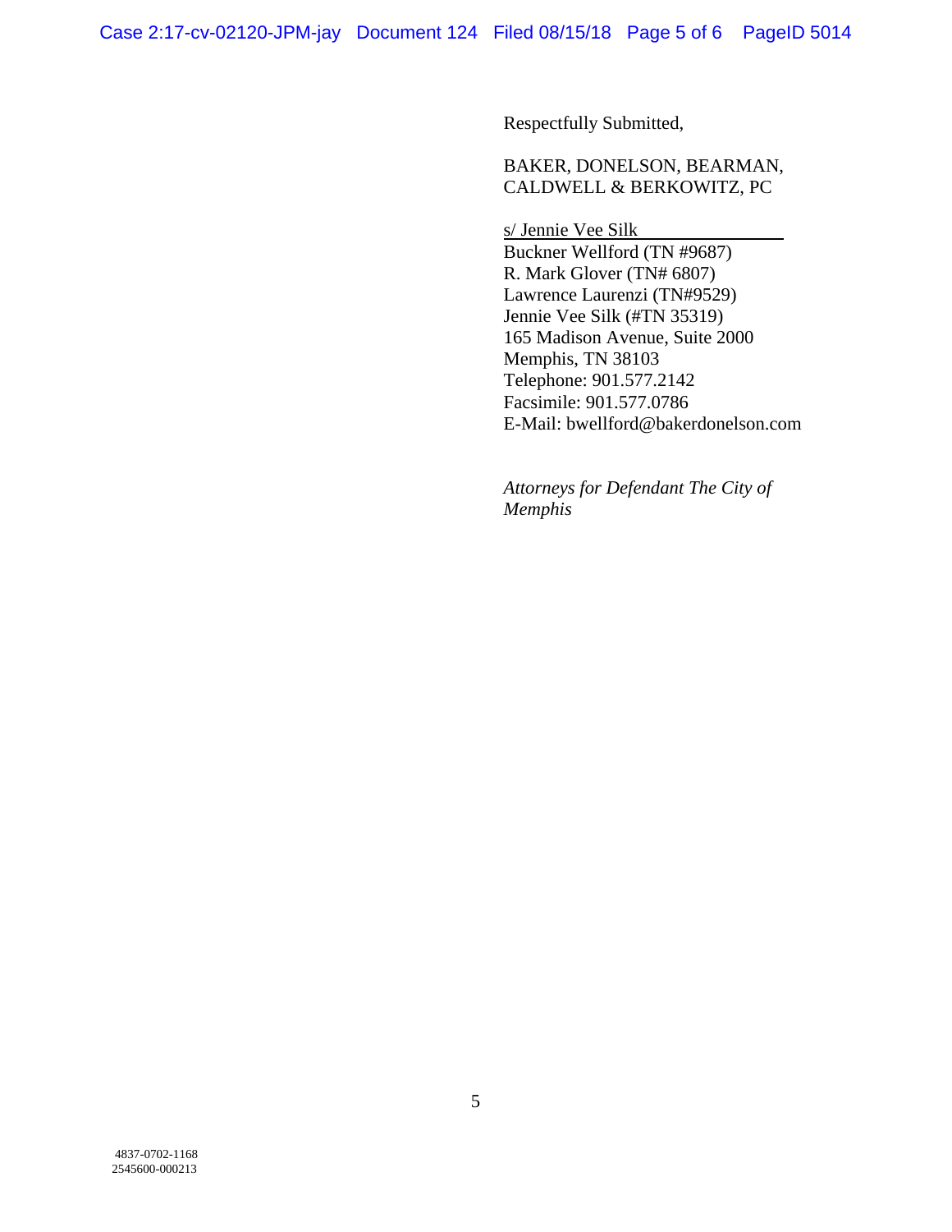Respectfully Submitted,

BAKER, DONELSON, BEARMAN,
CALDWELL & BERKOWITZ, PC

s/ Jennie Vee Silk
Buckner Wellford (TN #9687)
R. Mark Glover (TN# 6807)
Lawrence Laurenzi (TN#9529)
Jennie Vee Silk (#TN 35319)
165 Madison Avenue, Suite 2000
Memphis, TN 38103
Telephone: 901.577.2142
Facsimile: 901.577.0786
E-Mail: bwellford@bakerdonelson.com

*Attorneys for Defendant The City of Memphis*

4837-0702-1168
2545600-000213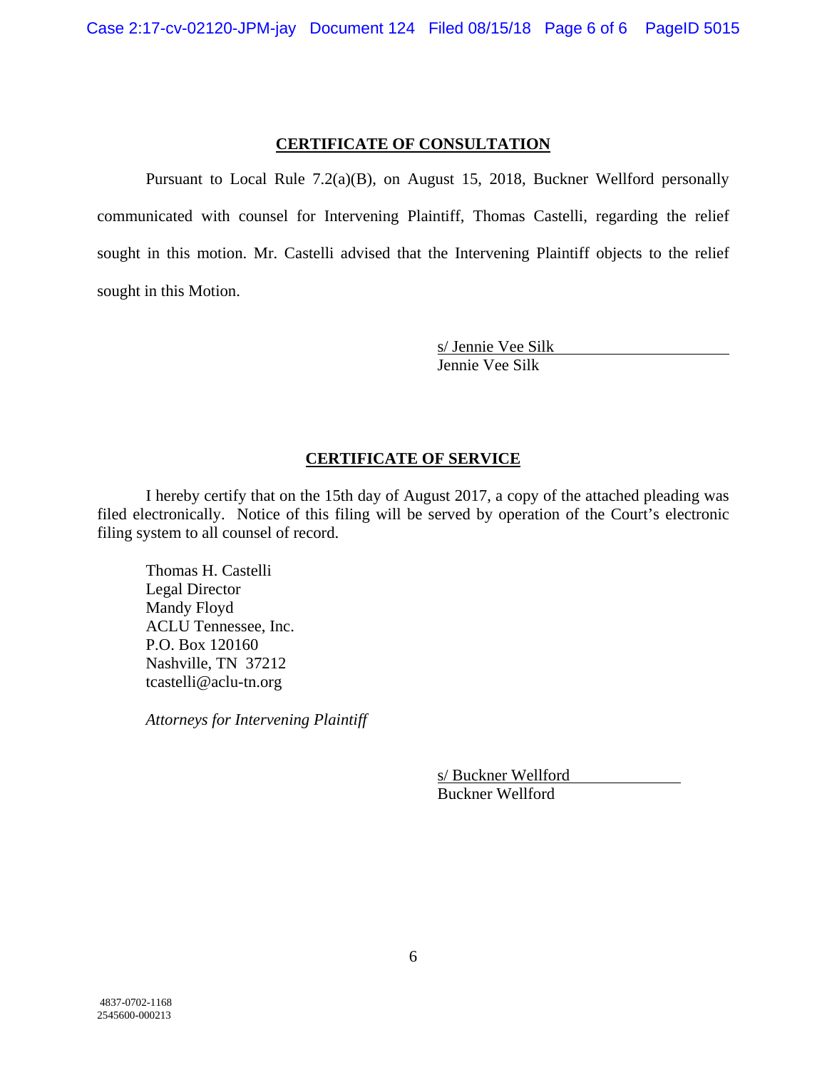## CERTIFICATE OF CONSULTATION

Pursuant to Local Rule 7.2(a)(B), on August 15, 2018, Buckner Wellford personally communicated with counsel for Intervening Plaintiff, Thomas Castelli, regarding the relief sought in this motion. Mr. Castelli advised that the Intervening Plaintiff objects to the relief sought in this Motion.

s/ Jennie Vee Silk
Jennie Vee Silk

## CERTIFICATE OF SERVICE

I hereby certify that on the 15th day of August 2017, a copy of the attached pleading was filed electronically. Notice of this filing will be served by operation of the Court's electronic filing system to all counsel of record.

Thomas H. Castelli
Legal Director
Mandy Floyd
ACLU Tennessee, Inc.
P.O. Box 120160
Nashville, TN 37212
tcastelli@aclu-tn.org

*Attorneys for Intervening Plaintiff*

s/ Buckner Wellford
Buckner Wellford

4837-0702-1168
2545600-000213